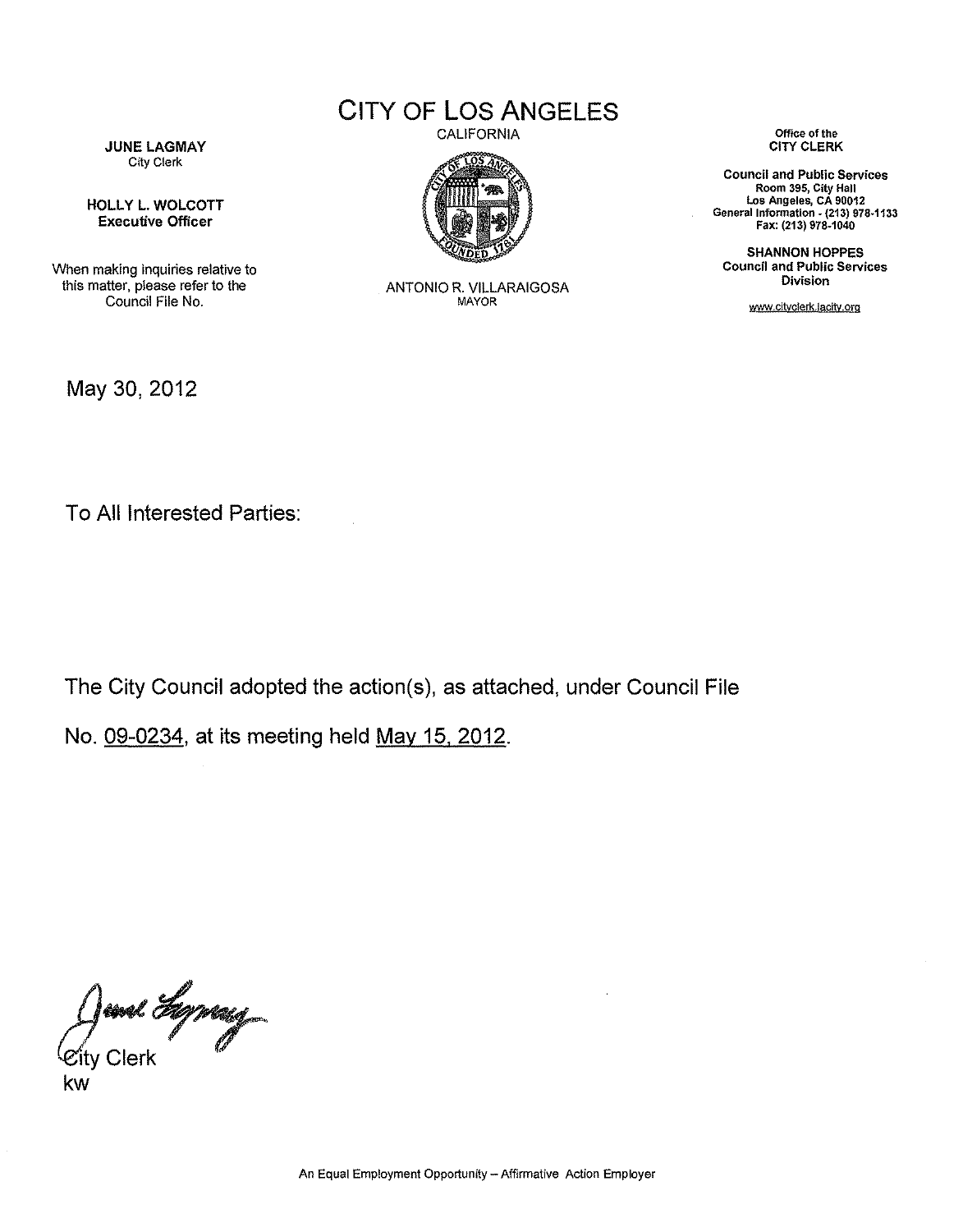# CITY OF LOS ANGELES

CALIFORNIA

ANTONIO R. VILLARAIGOSA
MAYOR

**JUNE LAGMAY**
City Clerk

**HOLLY L. WOLCOTT**
**Executive Officer**

When making inquiries relative to this matter, please refer to the Council File No.

Office of the
**CITY CLERK**

**Council and Public Services**
**Room 395, City Hall**
**Los Angeles, CA 90012**
**General Information - (213) 978-1133**
**Fax: (213) 978-1040**

**SHANNON HOPPES**
**Council and Public Services Division**

www.cityclerk.lacity.org

May 30, 2012

To All Interested Parties:

The City Council adopted the action(s), as attached, under Council File No. 09-0234, at its meeting held May 15, 2012.

City Clerk
kw

An Equal Employment Opportunity – Affirmative Action Employer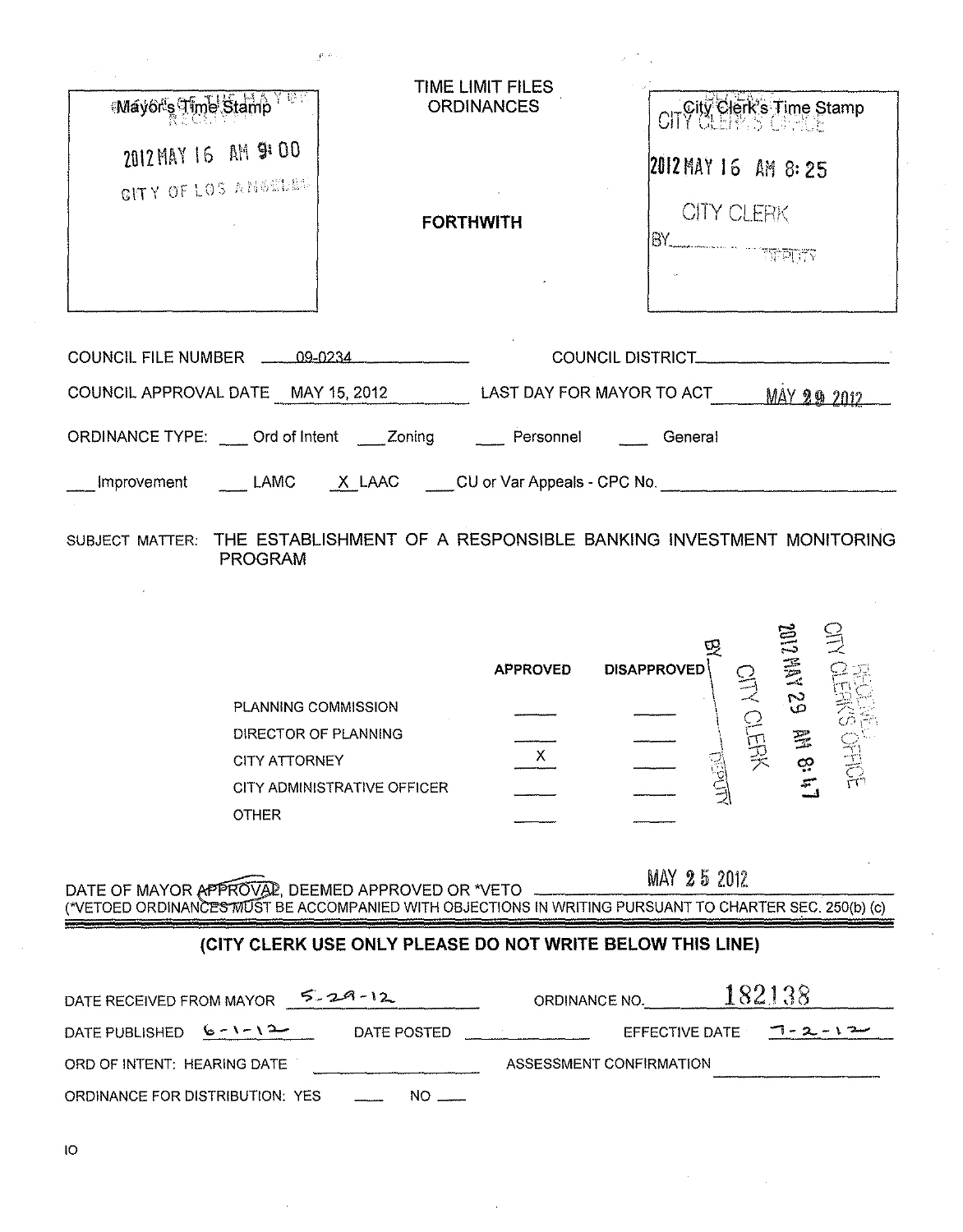| Mayor's Time Stamp | TIME LIMIT FILES ORDINANCES | City Clerk's Time Stamp |
| --- | --- | --- |
| OFFICE OF THE MAYOR RECEIVED<br>2012 MAY 16 AM 9:00<br>CITY OF LOS ANGELES | **FORTHWITH** | RECEIVED CITY CLERK'S OFFICE<br>2012 MAY 16 AM 8:25<br>CITY CLERK<br>BY ______ DEPUTY |

COUNCIL FILE NUMBER 09-0234 COUNCIL DISTRICT ______

COUNCIL APPROVAL DATE MAY 15, 2012 LAST DAY FOR MAYOR TO ACT MAY 29 2012

ORDINANCE TYPE: ___ Ord of Intent ___ Zoning ___ Personnel ___ General

___ Improvement ___ LAMC X LAAC ___ CU or Var Appeals - CPC No. ______

SUBJECT MATTER: THE ESTABLISHMENT OF A RESPONSIBLE BANKING INVESTMENT MONITORING PROGRAM

| | APPROVED | DISAPPROVED |
| --- | --- | --- |
| PLANNING COMMISSION | | |
| DIRECTOR OF PLANNING | | |
| CITY ATTORNEY | X | |
| CITY ADMINISTRATIVE OFFICER | | |
| OTHER | | |

RECEIVED CITY CLERK'S OFFICE
2012 MAY 29 AM 8:47
CITY CLERK
BY ______ DEPUTY

DATE OF MAYOR APPROVAL, DEEMED APPROVED OR *VETO MAY 25 2012
(*VETOED ORDINANCES MUST BE ACCOMPANIED WITH OBJECTIONS IN WRITING PURSUANT TO CHARTER SEC. 250(b) (c)

**(CITY CLERK USE ONLY PLEASE DO NOT WRITE BELOW THIS LINE)**

DATE RECEIVED FROM MAYOR 5-29-12 ORDINANCE NO. 182138

DATE PUBLISHED 6-1-12 DATE POSTED ______ EFFECTIVE DATE 7-2-12

ORD OF INTENT: HEARING DATE ______ ASSESSMENT CONFIRMATION ______

ORDINANCE FOR DISTRIBUTION: YES ___ NO ___

IO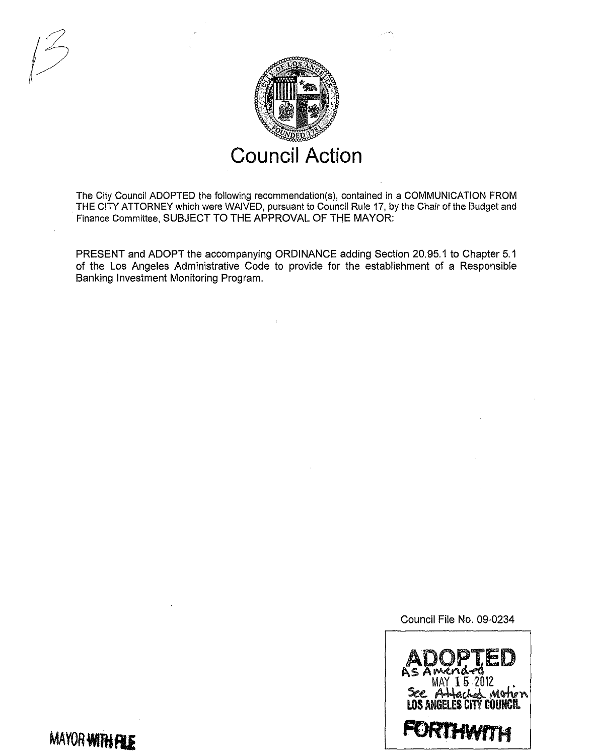13

# Council Action

The City Council ADOPTED the following recommendation(s), contained in a COMMUNICATION FROM THE CITY ATTORNEY which were WAIVED, pursuant to Council Rule 17, by the Chair of the Budget and Finance Committee, SUBJECT TO THE APPROVAL OF THE MAYOR:

PRESENT and ADOPT the accompanying ORDINANCE adding Section 20.95.1 to Chapter 5.1 of the Los Angeles Administrative Code to provide for the establishment of a Responsible Banking Investment Monitoring Program.

Council File No. 09-0234

**ADOPTED**
As Amended
MAY 15 2012
See Attached Motion
LOS ANGELES CITY COUNCIL

**FORTHWITH**

MAYOR ~~WITH FILE~~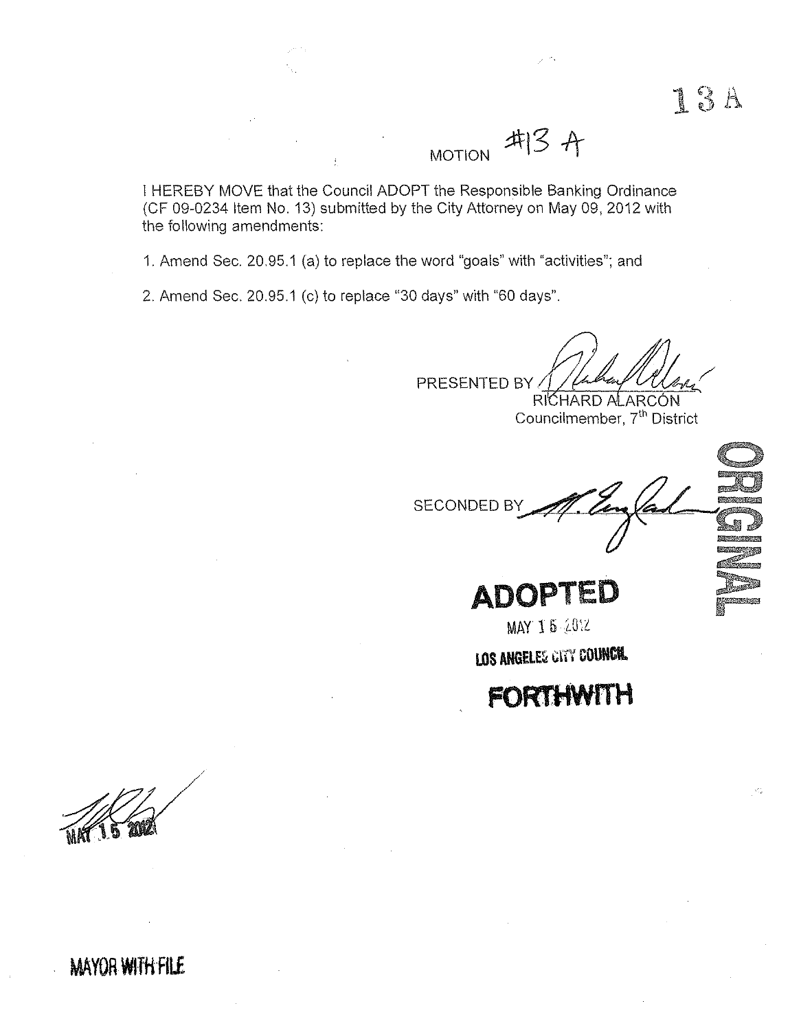13 A

MOTION #13 A

I HEREBY MOVE that the Council ADOPT the Responsible Banking Ordinance (CF 09-0234 Item No. 13) submitted by the City Attorney on May 09, 2012 with the following amendments:

1. Amend Sec. 20.95.1 (a) to replace the word "goals" with "activities"; and

2. Amend Sec. 20.95.1 (c) to replace "30 days" with "60 days".

PRESENTED BY
RICHARD ALARCÓN
Councilmember, 7th District

SECONDED BY

ORIGINAL

**ADOPTED**

MAY 15 2012

LOS ANGELES CITY COUNCIL

**FORTHWITH**

MAY 15 2012

MAYOR WITH FILE